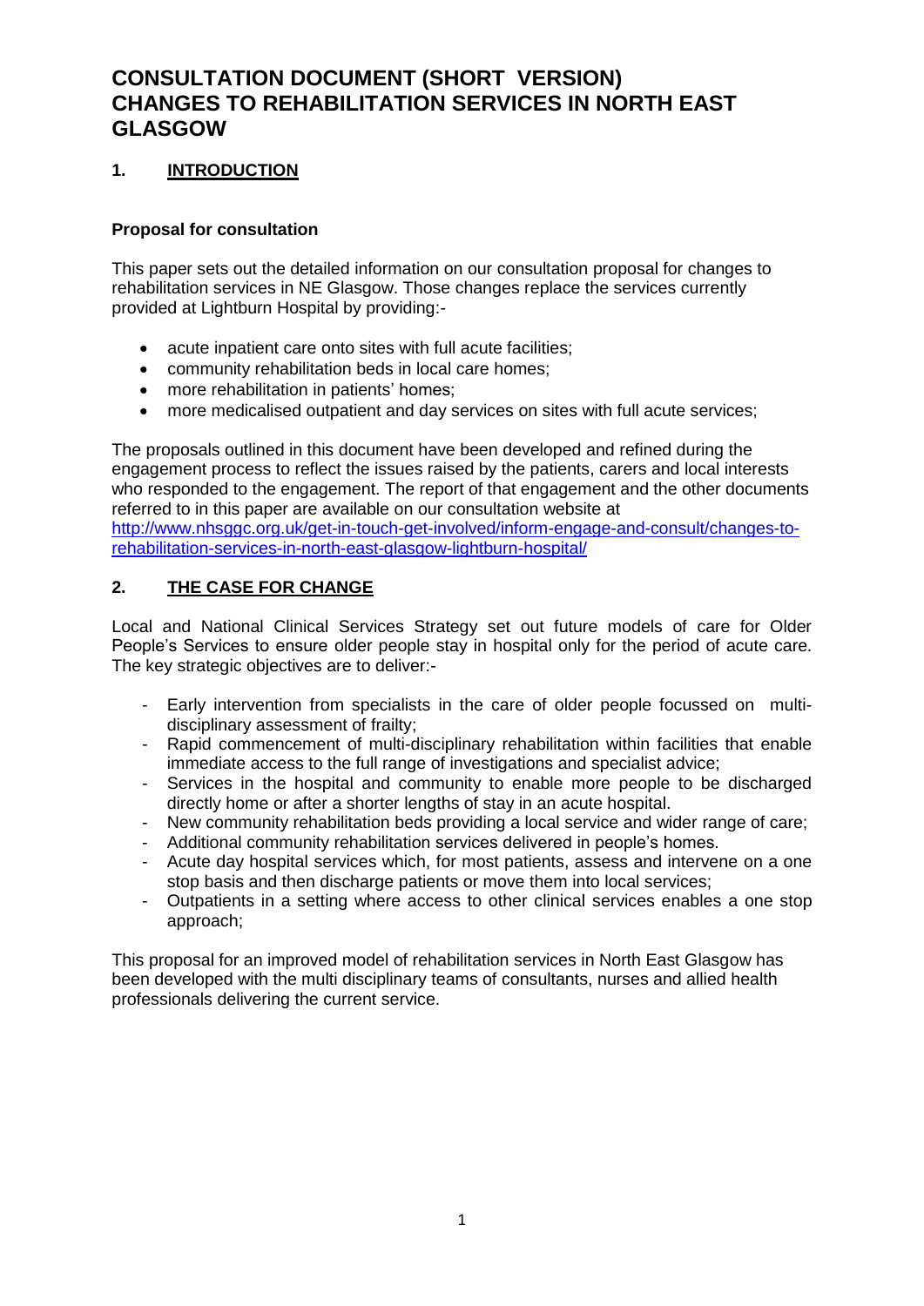# CONSULTATION DOCUMENT (SHORT VERSION) CHANGES TO REHABILITATION SERVICES IN NORTH EAST GLASGOW

## 1. INTRODUCTION

**Proposal for consultation**

This paper sets out the detailed information on our consultation proposal for changes to rehabilitation services in NE Glasgow. Those changes replace the services currently provided at Lightburn Hospital by providing:-

- acute inpatient care onto sites with full acute facilities;
- community rehabilitation beds in local care homes;
- more rehabilitation in patients' homes;
- more medicalised outpatient and day services on sites with full acute services;

The proposals outlined in this document have been developed and refined during the engagement process to reflect the issues raised by the patients, carers and local interests who responded to the engagement. The report of that engagement and the other documents referred to in this paper are available on our consultation website at [http://www.nhsggc.org.uk/get-in-touch-get-involved/inform-engage-and-consult/changes-to-rehabilitation-services-in-north-east-glasgow-lightburn-hospital/](http://www.nhsggc.org.uk/get-in-touch-get-involved/inform-engage-and-consult/changes-to-rehabilitation-services-in-north-east-glasgow-lightburn-hospital/)

## 2. THE CASE FOR CHANGE

Local and National Clinical Services Strategy set out future models of care for Older People's Services to ensure older people stay in hospital only for the period of acute care. The key strategic objectives are to deliver:-

- Early intervention from specialists in the care of older people focussed on multi-disciplinary assessment of frailty;
- Rapid commencement of multi-disciplinary rehabilitation within facilities that enable immediate access to the full range of investigations and specialist advice;
- Services in the hospital and community to enable more people to be discharged directly home or after a shorter lengths of stay in an acute hospital.
- New community rehabilitation beds providing a local service and wider range of care;
- Additional community rehabilitation services delivered in people's homes.
- Acute day hospital services which, for most patients, assess and intervene on a one stop basis and then discharge patients or move them into local services;
- Outpatients in a setting where access to other clinical services enables a one stop approach;

This proposal for an improved model of rehabilitation services in North East Glasgow has been developed with the multi disciplinary teams of consultants, nurses and allied health professionals delivering the current service.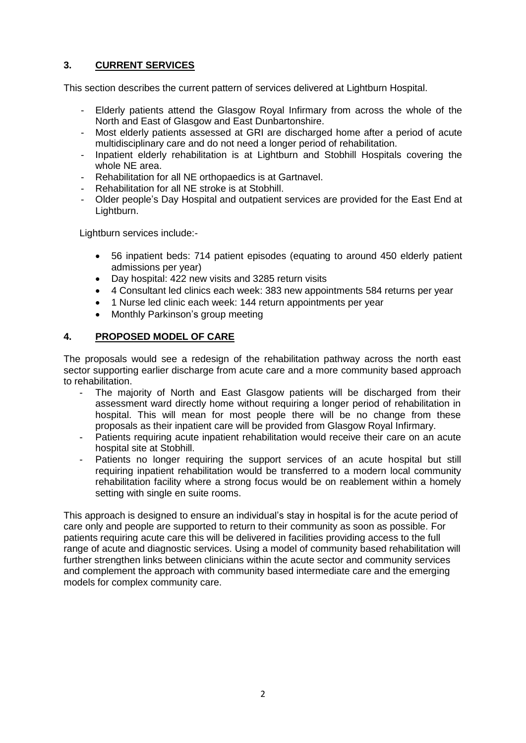## 3. CURRENT SERVICES

This section describes the current pattern of services delivered at Lightburn Hospital.

- Elderly patients attend the Glasgow Royal Infirmary from across the whole of the North and East of Glasgow and East Dunbartonshire.
- Most elderly patients assessed at GRI are discharged home after a period of acute multidisciplinary care and do not need a longer period of rehabilitation.
- Inpatient elderly rehabilitation is at Lightburn and Stobhill Hospitals covering the whole NE area.
- Rehabilitation for all NE orthopaedics is at Gartnavel.
- Rehabilitation for all NE stroke is at Stobhill.
- Older people's Day Hospital and outpatient services are provided for the East End at Lightburn.

Lightburn services include:-

- 56 inpatient beds: 714 patient episodes (equating to around 450 elderly patient admissions per year)
- Day hospital: 422 new visits and 3285 return visits
- 4 Consultant led clinics each week: 383 new appointments 584 returns per year
- 1 Nurse led clinic each week: 144 return appointments per year
- Monthly Parkinson's group meeting

## 4. PROPOSED MODEL OF CARE

The proposals would see a redesign of the rehabilitation pathway across the north east sector supporting earlier discharge from acute care and a more community based approach to rehabilitation.

- The majority of North and East Glasgow patients will be discharged from their assessment ward directly home without requiring a longer period of rehabilitation in hospital. This will mean for most people there will be no change from these proposals as their inpatient care will be provided from Glasgow Royal Infirmary.
- Patients requiring acute inpatient rehabilitation would receive their care on an acute hospital site at Stobhill.
- Patients no longer requiring the support services of an acute hospital but still requiring inpatient rehabilitation would be transferred to a modern local community rehabilitation facility where a strong focus would be on reablement within a homely setting with single en suite rooms.

This approach is designed to ensure an individual's stay in hospital is for the acute period of care only and people are supported to return to their community as soon as possible. For patients requiring acute care this will be delivered in facilities providing access to the full range of acute and diagnostic services. Using a model of community based rehabilitation will further strengthen links between clinicians within the acute sector and community services and complement the approach with community based intermediate care and the emerging models for complex community care.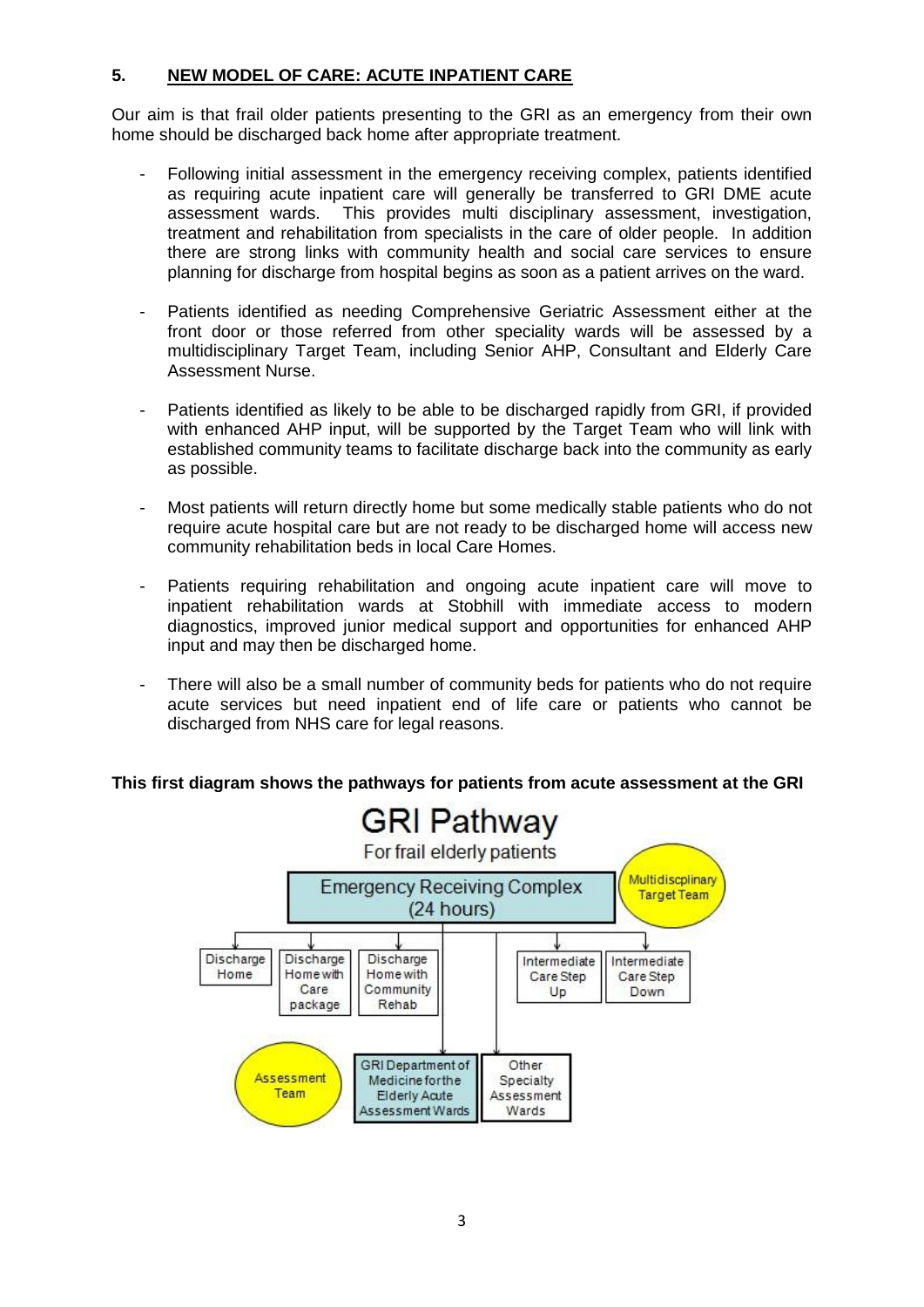## 5. NEW MODEL OF CARE: ACUTE INPATIENT CARE

Our aim is that frail older patients presenting to the GRI as an emergency from their own home should be discharged back home after appropriate treatment.

- Following initial assessment in the emergency receiving complex, patients identified as requiring acute inpatient care will generally be transferred to GRI DME acute assessment wards. This provides multi disciplinary assessment, investigation, treatment and rehabilitation from specialists in the care of older people. In addition there are strong links with community health and social care services to ensure planning for discharge from hospital begins as soon as a patient arrives on the ward.

- Patients identified as needing Comprehensive Geriatric Assessment either at the front door or those referred from other speciality wards will be assessed by a multidisciplinary Target Team, including Senior AHP, Consultant and Elderly Care Assessment Nurse.

- Patients identified as likely to be able to be discharged rapidly from GRI, if provided with enhanced AHP input, will be supported by the Target Team who will link with established community teams to facilitate discharge back into the community as early as possible.

- Most patients will return directly home but some medically stable patients who do not require acute hospital care but are not ready to be discharged home will access new community rehabilitation beds in local Care Homes.

- Patients requiring rehabilitation and ongoing acute inpatient care will move to inpatient rehabilitation wards at Stobhill with immediate access to modern diagnostics, improved junior medical support and opportunities for enhanced AHP input and may then be discharged home.

- There will also be a small number of community beds for patients who do not require acute services but need inpatient end of life care or patients who cannot be discharged from NHS care for legal reasons.

**This first diagram shows the pathways for patients from acute assessment at the GRI**

GRI Pathway

For frail elderly patients

Emergency Receiving Complex (24 hours)

Multidiscplinary Target Team

Discharge Home

Discharge Home with Care package

Discharge Home with Community Rehab

Intermediate Care Step Up

Intermediate Care Step Down

Assessment Team

GRI Department of Medicine for the Elderly Acute Assessment Wards

Other Specialty Assessment Wards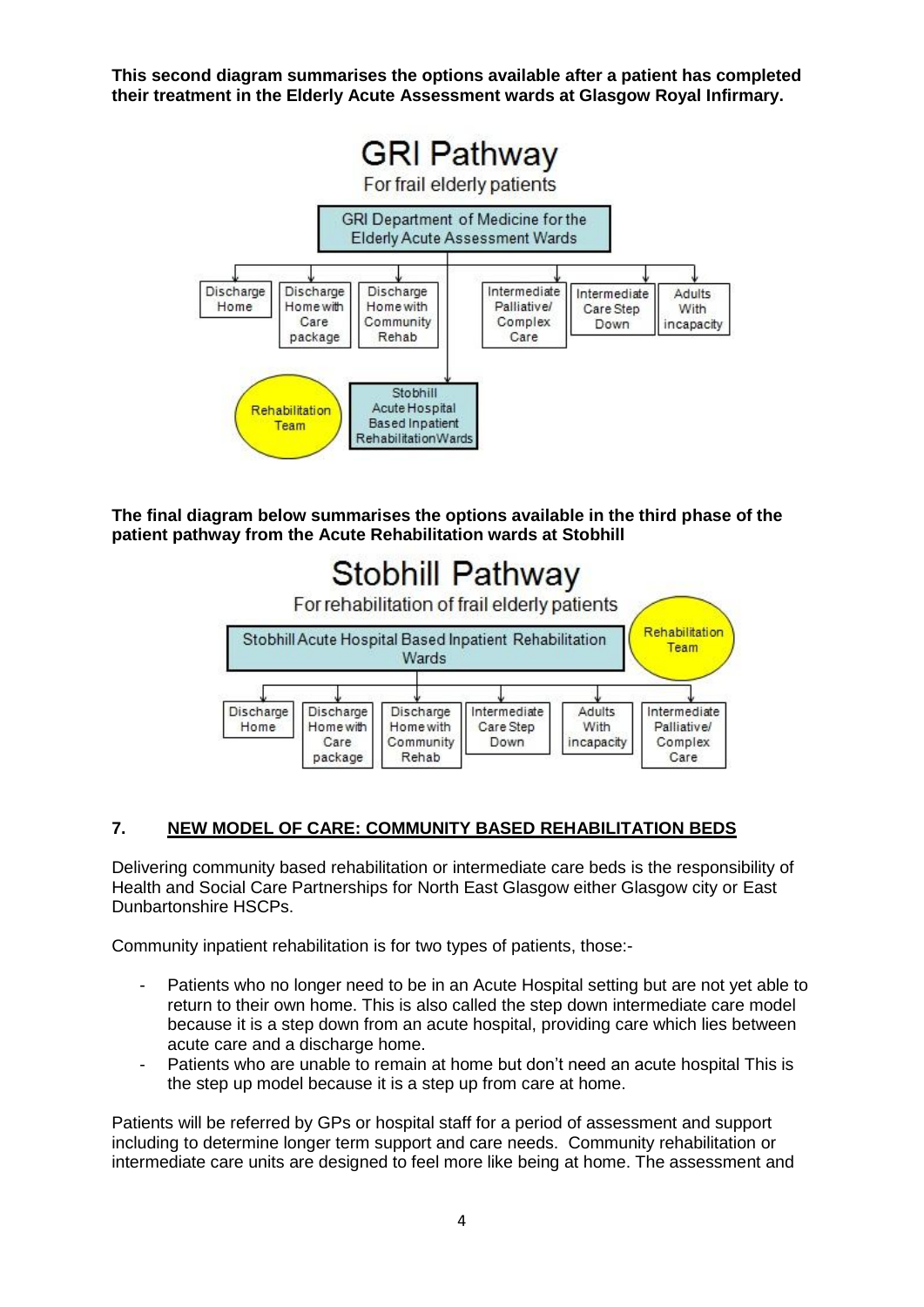**This second diagram summarises the options available after a patient has completed their treatment in the Elderly Acute Assessment wards at Glasgow Royal Infirmary.**

GRI Pathway

For frail elderly patients

GRI Department of Medicine for the Elderly Acute Assessment Wards

- Discharge Home
- Discharge Home with Care package
- Discharge Home with Community Rehab
- Intermediate Palliative/ Complex Care
- Intermediate Care Step Down
- Adults With incapacity
- Stobhill Acute Hospital Based Inpatient Rehabilitation Wards

Rehabilitation Team

**The final diagram below summarises the options available in the third phase of the patient pathway from the Acute Rehabilitation wards at Stobhill**

Stobhill Pathway

For rehabilitation of frail elderly patients

Stobhill Acute Hospital Based Inpatient Rehabilitation Wards

Rehabilitation Team

- Discharge Home
- Discharge Home with Care package
- Discharge Home with Community Rehab
- Intermediate Care Step Down
- Adults With incapacity
- Intermediate Palliative/ Complex Care

## 7. <u>NEW MODEL OF CARE: COMMUNITY BASED REHABILITATION BEDS</u>

Delivering community based rehabilitation or intermediate care beds is the responsibility of Health and Social Care Partnerships for North East Glasgow either Glasgow city or East Dunbartonshire HSCPs.

Community inpatient rehabilitation is for two types of patients, those:-

- Patients who no longer need to be in an Acute Hospital setting but are not yet able to return to their own home. This is also called the step down intermediate care model because it is a step down from an acute hospital, providing care which lies between acute care and a discharge home.
- Patients who are unable to remain at home but don't need an acute hospital This is the step up model because it is a step up from care at home.

Patients will be referred by GPs or hospital staff for a period of assessment and support including to determine longer term support and care needs. Community rehabilitation or intermediate care units are designed to feel more like being at home. The assessment and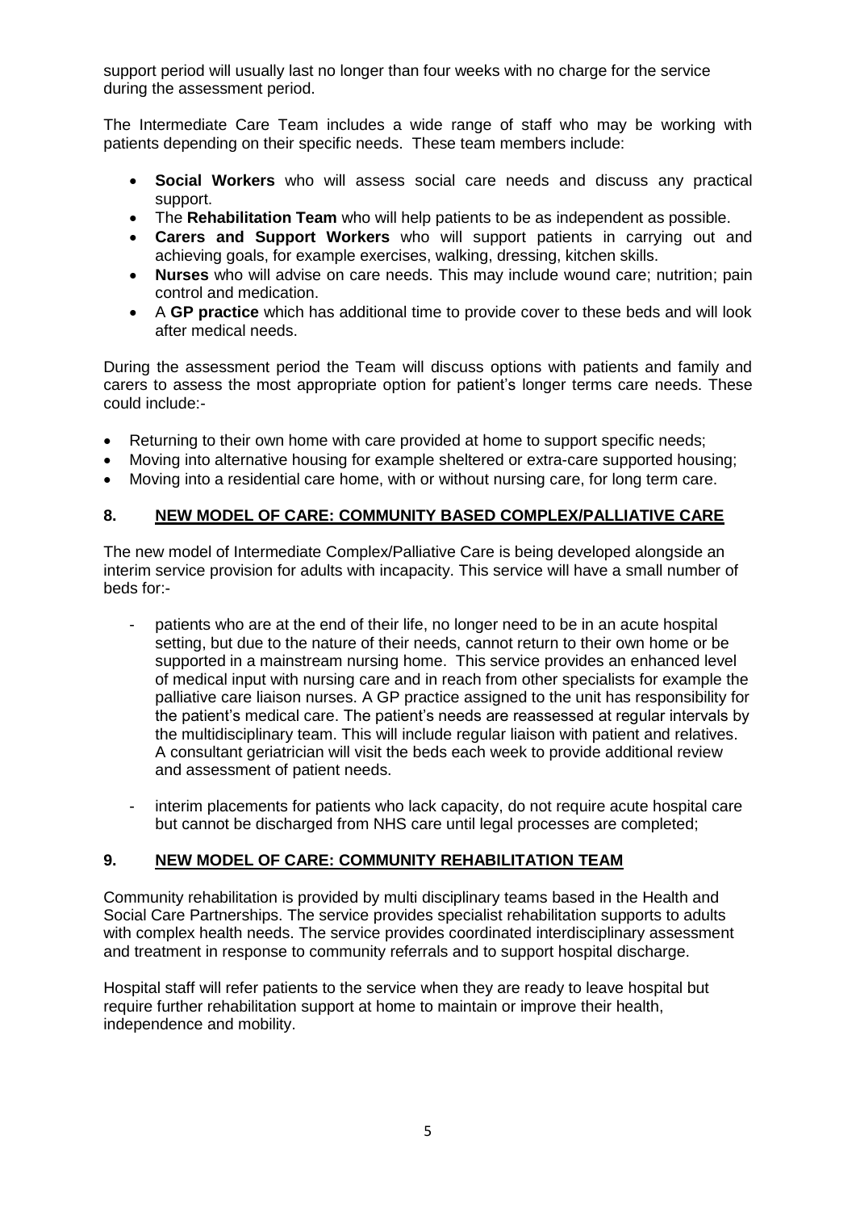support period will usually last no longer than four weeks with no charge for the service during the assessment period.

The Intermediate Care Team includes a wide range of staff who may be working with patients depending on their specific needs. These team members include:

- **Social Workers** who will assess social care needs and discuss any practical support.
- The **Rehabilitation Team** who will help patients to be as independent as possible.
- **Carers and Support Workers** who will support patients in carrying out and achieving goals, for example exercises, walking, dressing, kitchen skills.
- **Nurses** who will advise on care needs. This may include wound care; nutrition; pain control and medication.
- A **GP practice** which has additional time to provide cover to these beds and will look after medical needs.

During the assessment period the Team will discuss options with patients and family and carers to assess the most appropriate option for patient's longer terms care needs. These could include:-

- Returning to their own home with care provided at home to support specific needs;
- Moving into alternative housing for example sheltered or extra-care supported housing;
- Moving into a residential care home, with or without nursing care, for long term care.

## 8. NEW MODEL OF CARE: COMMUNITY BASED COMPLEX/PALLIATIVE CARE

The new model of Intermediate Complex/Palliative Care is being developed alongside an interim service provision for adults with incapacity. This service will have a small number of beds for:-

- patients who are at the end of their life, no longer need to be in an acute hospital setting, but due to the nature of their needs, cannot return to their own home or be supported in a mainstream nursing home. This service provides an enhanced level of medical input with nursing care and in reach from other specialists for example the palliative care liaison nurses. A GP practice assigned to the unit has responsibility for the patient's medical care. The patient's needs are reassessed at regular intervals by the multidisciplinary team. This will include regular liaison with patient and relatives. A consultant geriatrician will visit the beds each week to provide additional review and assessment of patient needs.

- interim placements for patients who lack capacity, do not require acute hospital care but cannot be discharged from NHS care until legal processes are completed;

## 9. NEW MODEL OF CARE: COMMUNITY REHABILITATION TEAM

Community rehabilitation is provided by multi disciplinary teams based in the Health and Social Care Partnerships. The service provides specialist rehabilitation supports to adults with complex health needs. The service provides coordinated interdisciplinary assessment and treatment in response to community referrals and to support hospital discharge.

Hospital staff will refer patients to the service when they are ready to leave hospital but require further rehabilitation support at home to maintain or improve their health, independence and mobility.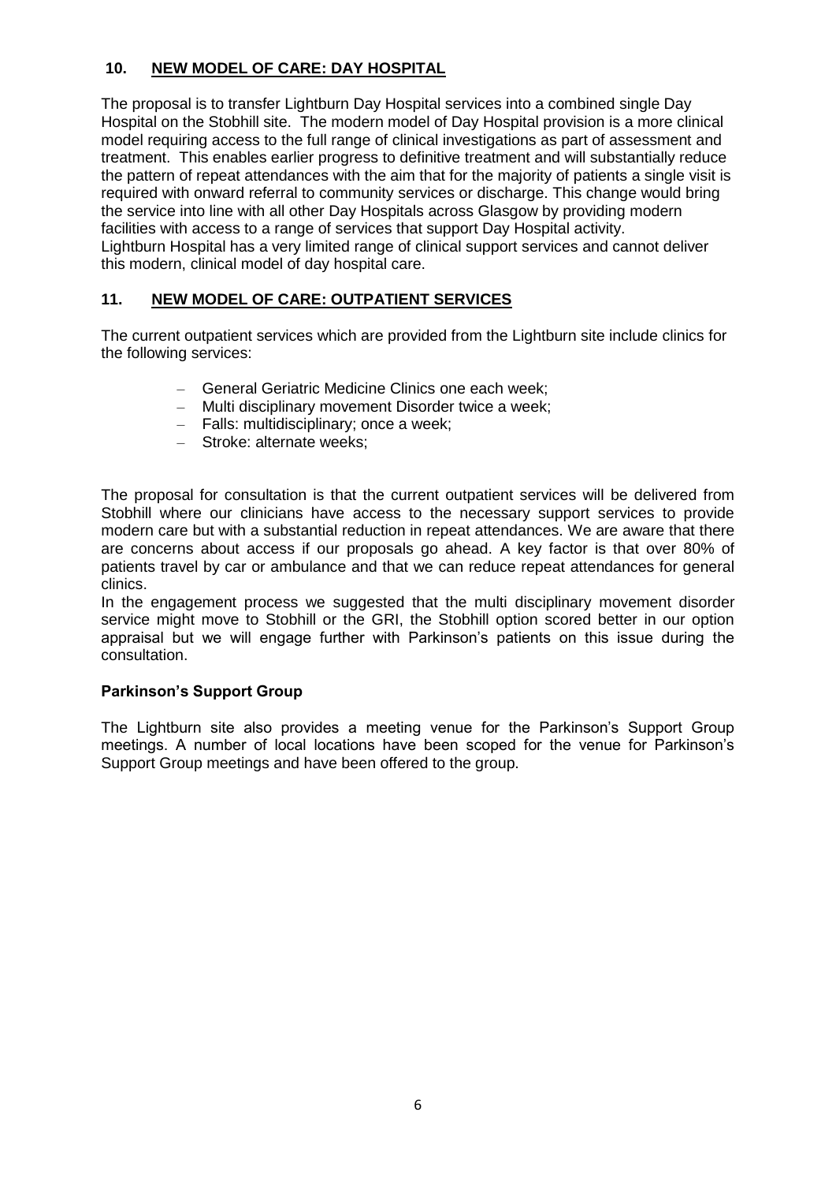## 10. NEW MODEL OF CARE: DAY HOSPITAL

The proposal is to transfer Lightburn Day Hospital services into a combined single Day Hospital on the Stobhill site. The modern model of Day Hospital provision is a more clinical model requiring access to the full range of clinical investigations as part of assessment and treatment. This enables earlier progress to definitive treatment and will substantially reduce the pattern of repeat attendances with the aim that for the majority of patients a single visit is required with onward referral to community services or discharge. This change would bring the service into line with all other Day Hospitals across Glasgow by providing modern facilities with access to a range of services that support Day Hospital activity.
Lightburn Hospital has a very limited range of clinical support services and cannot deliver this modern, clinical model of day hospital care.

## 11. NEW MODEL OF CARE: OUTPATIENT SERVICES

The current outpatient services which are provided from the Lightburn site include clinics for the following services:

- General Geriatric Medicine Clinics one each week;
- Multi disciplinary movement Disorder twice a week;
- Falls: multidisciplinary; once a week;
- Stroke: alternate weeks;

The proposal for consultation is that the current outpatient services will be delivered from Stobhill where our clinicians have access to the necessary support services to provide modern care but with a substantial reduction in repeat attendances. We are aware that there are concerns about access if our proposals go ahead. A key factor is that over 80% of patients travel by car or ambulance and that we can reduce repeat attendances for general clinics.
In the engagement process we suggested that the multi disciplinary movement disorder service might move to Stobhill or the GRI, the Stobhill option scored better in our option appraisal but we will engage further with Parkinson's patients on this issue during the consultation.

**Parkinson's Support Group**

The Lightburn site also provides a meeting venue for the Parkinson's Support Group meetings. A number of local locations have been scoped for the venue for Parkinson's Support Group meetings and have been offered to the group.